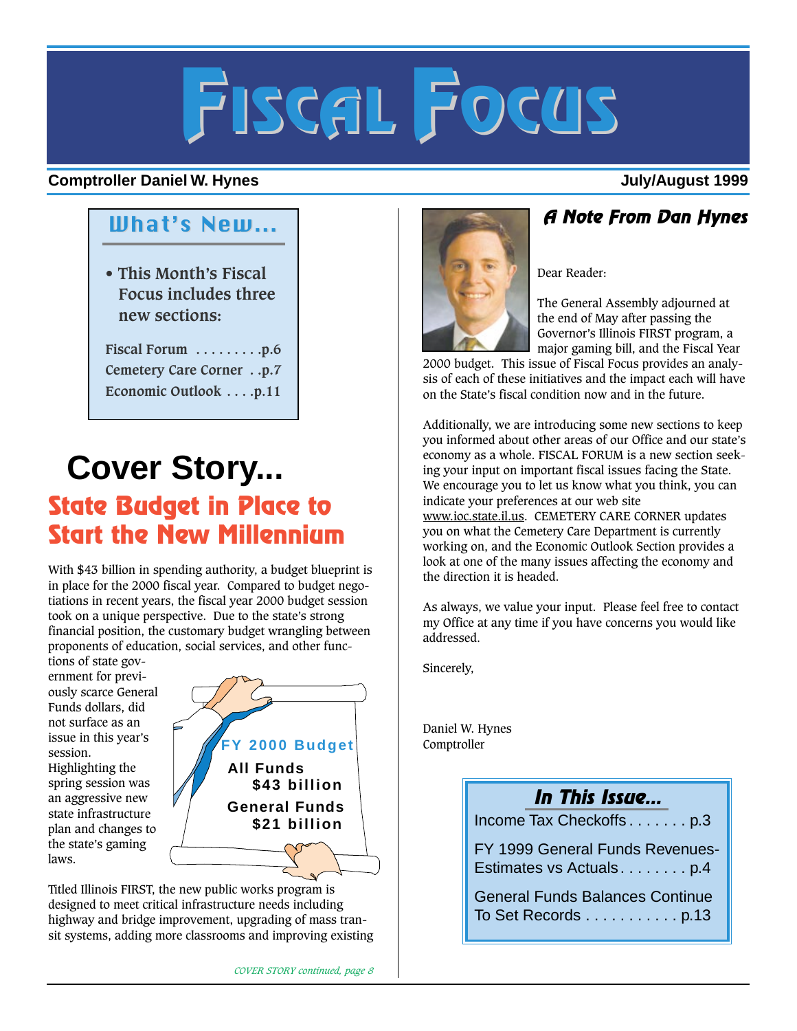# Fiscal Focus

**Comptroller Daniel W. Hynes** **July/August 1999**

## What's New...

- This Month's Fiscal Focus includes three new sections:

Fiscal Forum . . . . . . . . .p.6
Cemetery Care Corner . .p.7
Economic Outlook . . . .p.11

# Cover Story...

## State Budget in Place to Start the New Millennium

With $43 billion in spending authority, a budget blueprint is in place for the 2000 fiscal year. Compared to budget negotiations in recent years, the fiscal year 2000 budget session took on a unique perspective. Due to the state's strong financial position, the customary budget wrangling between proponents of education, social services, and other functions of state government for previously scarce General Funds dollars, did not surface as an issue in this year's session. Highlighting the spring session was an aggressive new state infrastructure plan and changes to the state's gaming laws.

**FY 2000 Budget**
**All Funds $43 billion**
**General Funds $21 billion**

Titled Illinois FIRST, the new public works program is designed to meet critical infrastructure needs including highway and bridge improvement, upgrading of mass transit systems, adding more classrooms and improving existing

*COVER STORY continued, page 8*

## A Note From Dan Hynes

Dear Reader:

The General Assembly adjourned at the end of May after passing the Governor's Illinois FIRST program, a major gaming bill, and the Fiscal Year 2000 budget. This issue of Fiscal Focus provides an analysis of each of these initiatives and the impact each will have on the State's fiscal condition now and in the future.

Additionally, we are introducing some new sections to keep you informed about other areas of our Office and our state's economy as a whole. FISCAL FORUM is a new section seeking your input on important fiscal issues facing the State. We encourage you to let us know what you think, you can indicate your preferences at our web site www.ioc.state.il.us. CEMETERY CARE CORNER updates you on what the Cemetery Care Department is currently working on, and the Economic Outlook Section provides a look at one of the many issues affecting the economy and the direction it is headed.

As always, we value your input. Please feel free to contact my Office at any time if you have concerns you would like addressed.

Sincerely,

Daniel W. Hynes
Comptroller

## In This Issue...

Income Tax Checkoffs . . . . . . . p.3

FY 1999 General Funds Revenues-Estimates vs Actuals . . . . . . . . p.4

General Funds Balances Continue To Set Records . . . . . . . . . . . p.13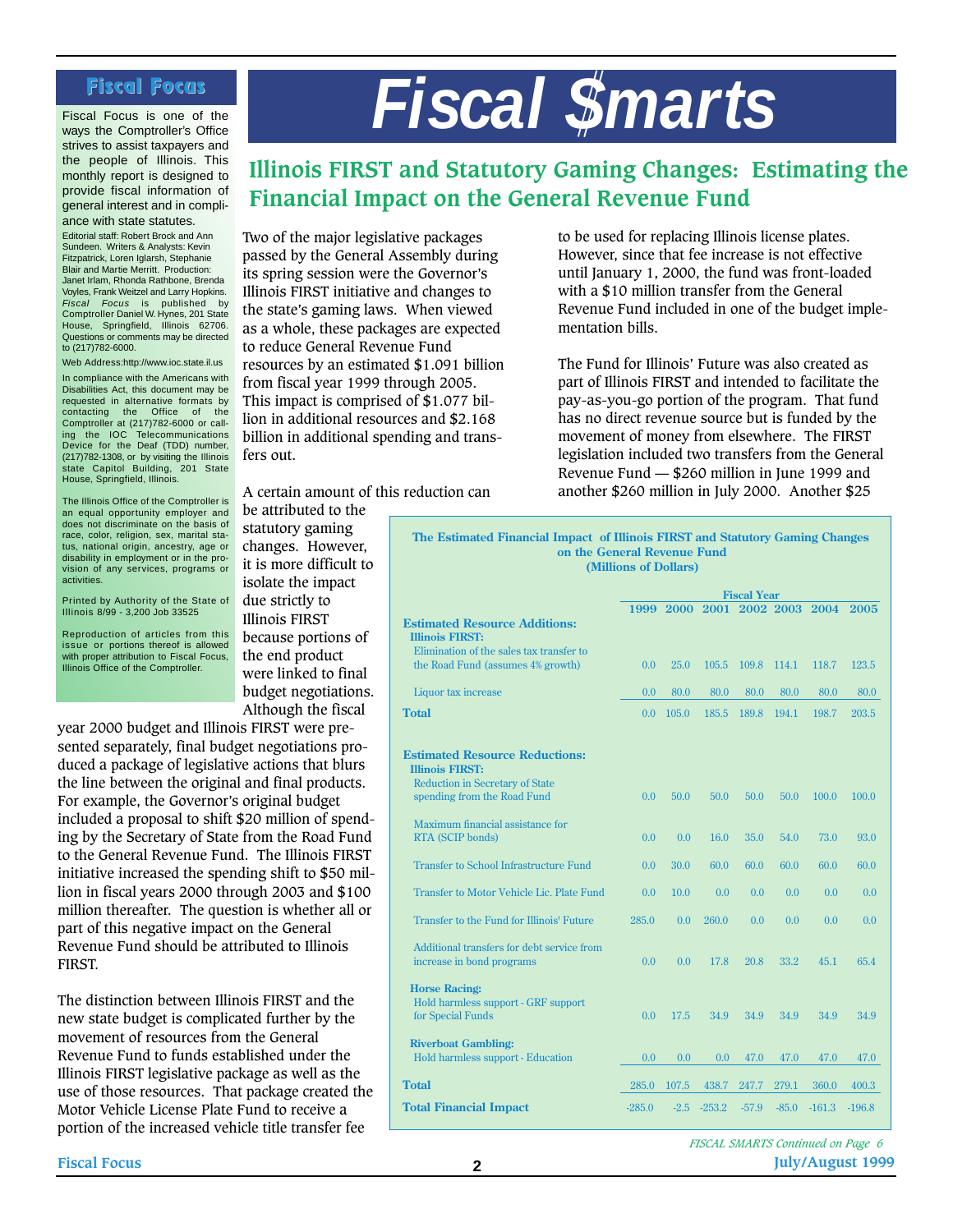## Fiscal Focus

Fiscal Focus is one of the ways the Comptroller's Office strives to assist taxpayers and the people of Illinois. This monthly report is designed to provide fiscal information of general interest and in compliance with state statutes.

Editorial staff: Robert Brock and Ann Sundeen. Writers & Analysts: Kevin Fitzpatrick, Loren Iglarsh, Stephanie Blair and Martie Merritt. Production: Janet Irlam, Rhonda Rathbone, Brenda Voyles, Frank Weitzel and Larry Hopkins. *Fiscal Focus* is published by Comptroller Daniel W. Hynes, 201 State House, Springfield, Illinois 62706. Questions or comments may be directed to (217)782-6000.

Web Address:http://www.ioc.state.il.us

In compliance with the Americans with Disabilities Act, this document may be requested in alternative formats by contacting the Office of the Comptroller at (217)782-6000 or calling the IOC Telecommunications Device for the Deaf (TDD) number, (217)782-1308, or by visiting the Illinois state Capitol Building, 201 State House, Springfield, Illinois.

The Illinois Office of the Comptroller is an equal opportunity employer and does not discriminate on the basis of race, color, religion, sex, marital status, national origin, ancestry, age or disability in employment or in the provision of any services, programs or activities.

Printed by Authority of the State of Illinois 8/99 - 3,200 Job 33525

Reproduction of articles from this issue or portions thereof is allowed with proper attribution to Fiscal Focus, Illinois Office of the Comptroller.

# Fiscal $marts

## Illinois FIRST and Statutory Gaming Changes: Estimating the Financial Impact on the General Revenue Fund

Two of the major legislative packages passed by the General Assembly during its spring session were the Governor's Illinois FIRST initiative and changes to the state's gaming laws. When viewed as a whole, these packages are expected to reduce General Revenue Fund resources by an estimated $1.091 billion from fiscal year 1999 through 2005. This impact is comprised of $1.077 billion in additional resources and $2.168 billion in additional spending and transfers out.

A certain amount of this reduction can be attributed to the statutory gaming changes. However, it is more difficult to isolate the impact due strictly to Illinois FIRST because portions of the end product were linked to final budget negotiations. Although the fiscal year 2000 budget and Illinois FIRST were presented separately, final budget negotiations produced a package of legislative actions that blurs the line between the original and final products. For example, the Governor's original budget included a proposal to shift $20 million of spending by the Secretary of State from the Road Fund to the General Revenue Fund. The Illinois FIRST initiative increased the spending shift to $50 million in fiscal years 2000 through 2003 and $100 million thereafter. The question is whether all or part of this negative impact on the General Revenue Fund should be attributed to Illinois FIRST.

The distinction between Illinois FIRST and the new state budget is complicated further by the movement of resources from the General Revenue Fund to funds established under the Illinois FIRST legislative package as well as the use of those resources. That package created the Motor Vehicle License Plate Fund to receive a portion of the increased vehicle title transfer fee to be used for replacing Illinois license plates. However, since that fee increase is not effective until January 1, 2000, the fund was front-loaded with a $10 million transfer from the General Revenue Fund included in one of the budget implementation bills.

The Fund for Illinois' Future was also created as part of Illinois FIRST and intended to facilitate the pay-as-you-go portion of the program. That fund has no direct revenue source but is funded by the movement of money from elsewhere. The FIRST legislation included two transfers from the General Revenue Fund — $260 million in June 1999 and another $260 million in July 2000. Another $25

**The Estimated Financial Impact of Illinois FIRST and Statutory Gaming Changes on the General Revenue Fund (Millions of Dollars)**

| | Fiscal Year | | | | | | |
|---|---|---|---|---|---|---|---|
| | 1999 | 2000 | 2001 | 2002 | 2003 | 2004 | 2005 |
| **Estimated Resource Additions:** | | | | | | | |
| **Illinois FIRST:** | | | | | | | |
| Elimination of the sales tax transfer to the Road Fund (assumes 4% growth) | 0.0 | 25.0 | 105.5 | 109.8 | 114.1 | 118.7 | 123.5 |
| Liquor tax increase | 0.0 | 80.0 | 80.0 | 80.0 | 80.0 | 80.0 | 80.0 |
| **Total** | 0.0 | 105.0 | 185.5 | 189.8 | 194.1 | 198.7 | 203.5 |
| **Estimated Resource Reductions:** | | | | | | | |
| **Illinois FIRST:** | | | | | | | |
| Reduction in Secretary of State spending from the Road Fund | 0.0 | 50.0 | 50.0 | 50.0 | 50.0 | 100.0 | 100.0 |
| Maximum financial assistance for RTA (SCIP bonds) | 0.0 | 0.0 | 16.0 | 35.0 | 54.0 | 73.0 | 93.0 |
| Transfer to School Infrastructure Fund | 0.0 | 30.0 | 60.0 | 60.0 | 60.0 | 60.0 | 60.0 |
| Transfer to Motor Vehicle Lic. Plate Fund | 0.0 | 10.0 | 0.0 | 0.0 | 0.0 | 0.0 | 0.0 |
| Transfer to the Fund for Illinois' Future | 285.0 | 0.0 | 260.0 | 0.0 | 0.0 | 0.0 | 0.0 |
| Additional transfers for debt service from increase in bond programs | 0.0 | 0.0 | 17.8 | 20.8 | 33.2 | 45.1 | 65.4 |
| **Horse Racing:** | | | | | | | |
| Hold harmless support - GRF support for Special Funds | 0.0 | 17.5 | 34.9 | 34.9 | 34.9 | 34.9 | 34.9 |
| **Riverboat Gambling:** | | | | | | | |
| Hold harmless support - Education | 0.0 | 0.0 | 0.0 | 47.0 | 47.0 | 47.0 | 47.0 |
| **Total** | 285.0 | 107.5 | 438.7 | 247.7 | 279.1 | 360.0 | 400.3 |
| **Total Financial Impact** | -285.0 | -2.5 | -253.2 | -57.9 | -85.0 | -161.3 | -196.8 |

*FISCAL SMARTS Continued on Page 6*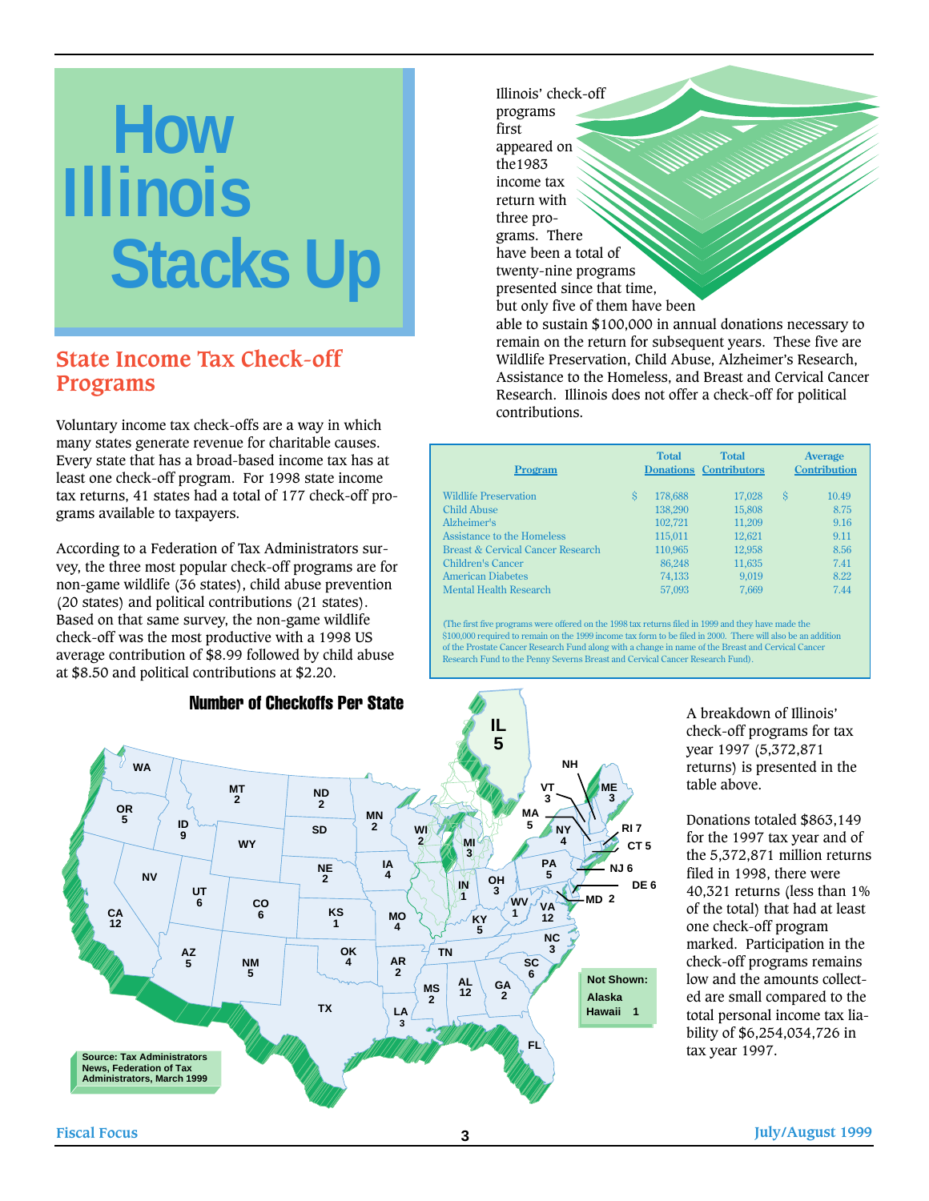# How Illinois Stacks Up

## State Income Tax Check-off Programs

Voluntary income tax check-offs are a way in which many states generate revenue for charitable causes. Every state that has a broad-based income tax has at least one check-off program. For 1998 state income tax returns, 41 states had a total of 177 check-off programs available to taxpayers.

According to a Federation of Tax Administrators survey, the three most popular check-off programs are for non-game wildlife (36 states), child abuse prevention (20 states) and political contributions (21 states). Based on that same survey, the non-game wildlife check-off was the most productive with a 1998 US average contribution of $8.99 followed by child abuse at $8.50 and political contributions at $2.20.

Illinois' check-off programs first appeared on the1983 income tax return with three programs. There have been a total of twenty-nine programs presented since that time, but only five of them have been able to sustain $100,000 in annual donations necessary to remain on the return for subsequent years. These five are Wildlife Preservation, Child Abuse, Alzheimer's Research, Assistance to the Homeless, and Breast and Cervical Cancer Research. Illinois does not offer a check-off for political contributions.

| Program | Total Donations | Total Contributors | Average Contribution |
|---|---|---|---|
| Wildlife Preservation | $ 178,688 | 17,028 | $ 10.49 |
| Child Abuse | 138,290 | 15,808 | 8.75 |
| Alzheimer's | 102,721 | 11,209 | 9.16 |
| Assistance to the Homeless | 115,011 | 12,621 | 9.11 |
| Breast & Cervical Cancer Research | 110,965 | 12,958 | 8.56 |
| Children's Cancer | 86,248 | 11,635 | 7.41 |
| American Diabetes | 74,133 | 9,019 | 8.22 |
| Mental Health Research | 57,093 | 7,669 | 7.44 |

(The first five programs were offered on the 1998 tax returns filed in 1999 and they have made the $100,000 required to remain on the 1999 income tax form to be filed in 2000. There will also be an addition of the Prostate Cancer Research Fund along with a change in name of the Breast and Cervical Cancer Research Fund to the Penny Severns Breast and Cervical Cancer Research Fund).

### Number of Checkoffs Per State

| State | Checkoffs | State | Checkoffs | State | Checkoffs |
|---|---|---|---|---|---|
| WA | | MN | 2 | NY | 4 |
| OR | 5 | IA | 4 | VT | 3 |
| CA | 12 | MO | 4 | NH | |
| NV | | AR | 2 | ME | 3 |
| ID | 9 | LA | 3 | MA | 5 |
| MT | 2 | WI | 2 | RI | 7 |
| WY | | IL | 5 | CT | 5 |
| UT | 6 | MI | 3 | NJ | 6 |
| AZ | 5 | IN | 1 | DE | 6 |
| CO | 6 | OH | 3 | MD | 2 |
| NM | 5 | KY | 5 | VA | 12 |
| ND | 2 | TN | | NC | 3 |
| SD | | MS | 2 | SC | 6 |
| NE | 2 | AL | 12 | GA | 2 |
| KS | 1 | WV | 1 | FL | |
| OK | 4 | PA | 5 | Alaska | |
| TX | | | | Hawaii | 1 |

Not Shown: Alaska, Hawaii 1

Source: Tax Administrators News, Federation of Tax Administrators, March 1999

A breakdown of Illinois' check-off programs for tax year 1997 (5,372,871 returns) is presented in the table above.

Donations totaled $863,149 for the 1997 tax year and of the 5,372,871 million returns filed in 1998, there were 40,321 returns (less than 1% of the total) that had at least one check-off program marked. Participation in the check-off programs remains low and the amounts collected are small compared to the total personal income tax liability of $6,254,034,726 in tax year 1997.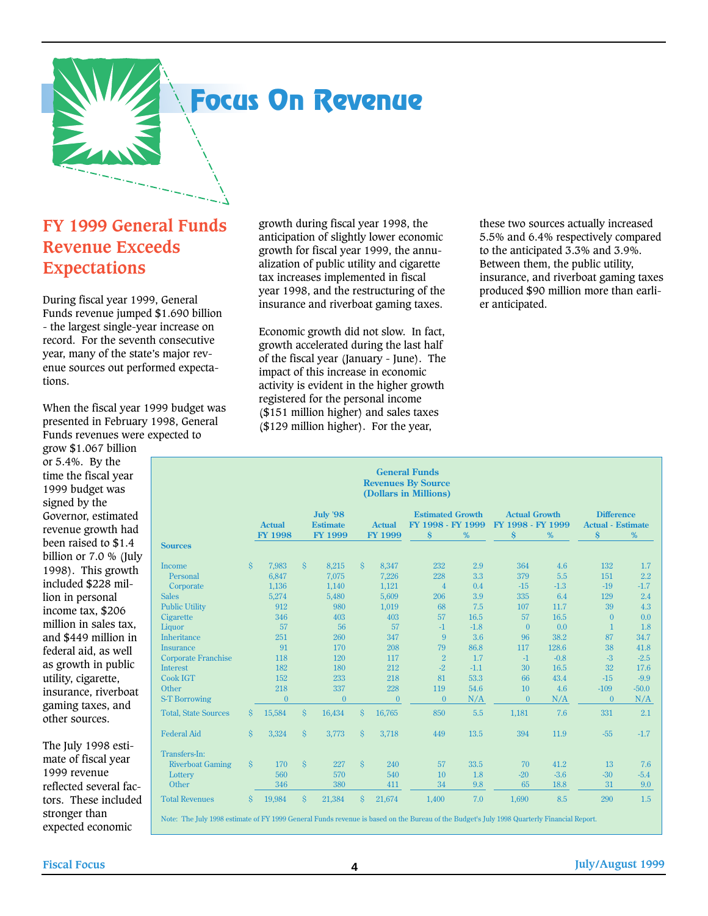# Focus On Revenue

## FY 1999 General Funds Revenue Exceeds Expectations

During fiscal year 1999, General Funds revenue jumped $1.690 billion - the largest single-year increase on record. For the seventh consecutive year, many of the state's major revenue sources out performed expectations.

When the fiscal year 1999 budget was presented in February 1998, General Funds revenues were expected to grow $1.067 billion or 5.4%. By the time the fiscal year 1999 budget was signed by the Governor, estimated revenue growth had been raised to $1.4 billion or 7.0 % (July 1998). This growth included $228 million in personal income tax, $206 million in sales tax, and $449 million in federal aid, as well as growth in public utility, cigarette, insurance, riverboat gaming taxes, and other sources.

The July 1998 estimate of fiscal year 1999 revenue reflected several factors. These included stronger than expected economic growth during fiscal year 1998, the anticipation of slightly lower economic growth for fiscal year 1999, the annualization of public utility and cigarette tax increases implemented in fiscal year 1998, and the restructuring of the insurance and riverboat gaming taxes.

Economic growth did not slow. In fact, growth accelerated during the last half of the fiscal year (January - June). The impact of this increase in economic activity is evident in the higher growth registered for the personal income ($151 million higher) and sales taxes ($129 million higher). For the year, these two sources actually increased 5.5% and 6.4% respectively compared to the anticipated 3.3% and 3.9%. Between them, the public utility, insurance, and riverboat gaming taxes produced $90 million more than earlier anticipated.

**General Funds Revenues By Source (Dollars in Millions)**

| Sources | Actual FY 1998 | July '98 Estimate FY 1999 | Actual FY 1999 | Estimated Growth FY 1998 - FY 1999 $ | Estimated Growth FY 1998 - FY 1999 % | Actual Growth FY 1998 - FY 1999 $ | Actual Growth FY 1998 - FY 1999 % | Difference Actual - Estimate $ | Difference Actual - Estimate % |
|---|---|---|---|---|---|---|---|---|---|
| Income | $ 7,983 | $ 8,215 | $ 8,347 | 232 | 2.9 | 364 | 4.6 | 132 | 1.7 |
| Personal | 6,847 | 7,075 | 7,226 | 228 | 3.3 | 379 | 5.5 | 151 | 2.2 |
| Corporate | 1,136 | 1,140 | 1,121 | 4 | 0.4 | -15 | -1.3 | -19 | -1.7 |
| Sales | 5,274 | 5,480 | 5,609 | 206 | 3.9 | 335 | 6.4 | 129 | 2.4 |
| Public Utility | 912 | 980 | 1,019 | 68 | 7.5 | 107 | 11.7 | 39 | 4.3 |
| Cigarette | 346 | 403 | 403 | 57 | 16.5 | 57 | 16.5 | 0 | 0.0 |
| Liquor | 57 | 56 | 57 | -1 | -1.8 | 0 | 0.0 | 1 | 1.8 |
| Inheritance | 251 | 260 | 347 | 9 | 3.6 | 96 | 38.2 | 87 | 34.7 |
| Insurance | 91 | 170 | 208 | 79 | 86.8 | 117 | 128.6 | 38 | 41.8 |
| Corporate Franchise | 118 | 120 | 117 | 2 | 1.7 | -1 | -0.8 | -3 | -2.5 |
| Interest | 182 | 180 | 212 | -2 | -1.1 | 30 | 16.5 | 32 | 17.6 |
| Cook IGT | 152 | 233 | 218 | 81 | 53.3 | 66 | 43.4 | -15 | -9.9 |
| Other | 218 | 337 | 228 | 119 | 54.6 | 10 | 4.6 | -109 | -50.0 |
| S-T Borrowing | 0 | 0 | 0 | 0 | N/A | 0 | N/A | 0 | N/A |
| Total, State Sources | $ 15,584 | $ 16,434 | $ 16,765 | 850 | 5.5 | 1,181 | 7.6 | 331 | 2.1 |
| Federal Aid | $ 3,324 | $ 3,773 | $ 3,718 | 449 | 13.5 | 394 | 11.9 | -55 | -1.7 |
| Transfers-In: | | | | | | | | | |
| Riverboat Gaming | $ 170 | $ 227 | $ 240 | 57 | 33.5 | 70 | 41.2 | 13 | 7.6 |
| Lottery | 560 | 570 | 540 | 10 | 1.8 | -20 | -3.6 | -30 | -5.4 |
| Other | 346 | 380 | 411 | 34 | 9.8 | 65 | 18.8 | 31 | 9.0 |
| Total Revenues | $ 19,984 | $ 21,384 | $ 21,674 | 1,400 | 7.0 | 1,690 | 8.5 | 290 | 1.5 |

Note: The July 1998 estimate of FY 1999 General Funds revenue is based on the Bureau of the Budget's July 1998 Quarterly Financial Report.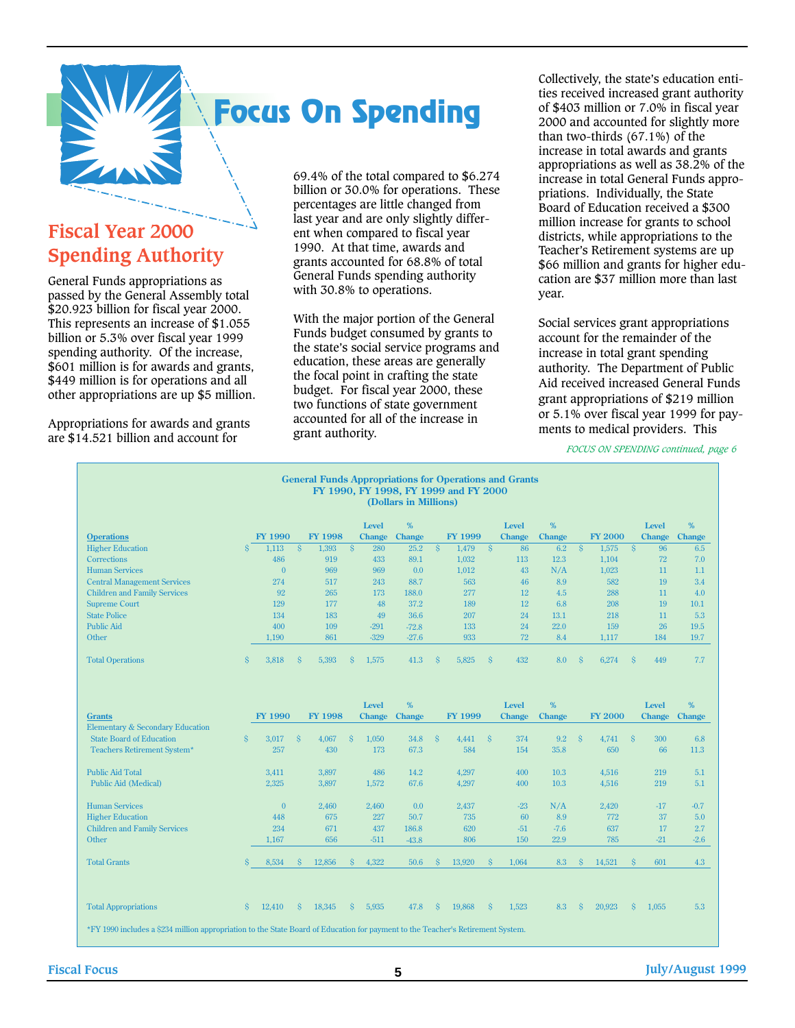# Focus On Spending

## Fiscal Year 2000 Spending Authority

General Funds appropriations as passed by the General Assembly total $20.923 billion for fiscal year 2000. This represents an increase of $1.055 billion or 5.3% over fiscal year 1999 spending authority. Of the increase, $601 million is for awards and grants, $449 million is for operations and all other appropriations are up $5 million.

Appropriations for awards and grants are $14.521 billion and account for 69.4% of the total compared to $6.274 billion or 30.0% for operations. These percentages are little changed from last year and are only slightly different when compared to fiscal year 1990. At that time, awards and grants accounted for 68.8% of total General Funds spending authority with 30.8% to operations.

With the major portion of the General Funds budget consumed by grants to the state's social service programs and education, these areas are generally the focal point in crafting the state budget. For fiscal year 2000, these two functions of state government accounted for all of the increase in grant authority.

Collectively, the state's education entities received increased grant authority of $403 million or 7.0% in fiscal year 2000 and accounted for slightly more than two-thirds (67.1%) of the increase in total awards and grants appropriations as well as 38.2% of the increase in total General Funds appropriations. Individually, the State Board of Education received a $300 million increase for grants to school districts, while appropriations to the Teacher's Retirement systems are up $66 million and grants for higher education are $37 million more than last year.

Social services grant appropriations account for the remainder of the increase in total grant spending authority. The Department of Public Aid received increased General Funds grant appropriations of $219 million or 5.1% over fiscal year 1999 for payments to medical providers. This

*FOCUS ON SPENDING continued, page 6*

**General Funds Appropriations for Operations and Grants**
**FY 1990, FY 1998, FY 1999 and FY 2000**
**(Dollars in Millions)**

| Operations | FY 1990 | FY 1998 | Level Change | % Change | FY 1999 | Level Change | % Change | FY 2000 | Level Change | % Change |
|---|---|---|---|---|---|---|---|---|---|---|
| Higher Education | $ 1,113 | $ 1,393 | $ 280 | 25.2 | $ 1,479 | $ 86 | 6.2 | $ 1,575 | $ 96 | 6.5 |
| Corrections | 486 | 919 | 433 | 89.1 | 1,032 | 113 | 12.3 | 1,104 | 72 | 7.0 |
| Human Services | 0 | 969 | 969 | 0.0 | 1,012 | 43 | N/A | 1,023 | 11 | 1.1 |
| Central Management Services | 274 | 517 | 243 | 88.7 | 563 | 46 | 8.9 | 582 | 19 | 3.4 |
| Children and Family Services | 92 | 265 | 173 | 188.0 | 277 | 12 | 4.5 | 288 | 11 | 4.0 |
| Supreme Court | 129 | 177 | 48 | 37.2 | 189 | 12 | 6.8 | 208 | 19 | 10.1 |
| State Police | 134 | 183 | 49 | 36.6 | 207 | 24 | 13.1 | 218 | 11 | 5.3 |
| Public Aid | 400 | 109 | -291 | -72.8 | 133 | 24 | 22.0 | 159 | 26 | 19.5 |
| Other | 1,190 | 861 | -329 | -27.6 | 933 | 72 | 8.4 | 1,117 | 184 | 19.7 |
| Total Operations | $ 3,818 | $ 5,393 | $ 1,575 | 41.3 | $ 5,825 | $ 432 | 8.0 | $ 6,274 | $ 449 | 7.7 |

| Grants | FY 1990 | FY 1998 | Level Change | % Change | FY 1999 | Level Change | % Change | FY 2000 | Level Change | % Change |
|---|---|---|---|---|---|---|---|---|---|---|
| Elementary & Secondary Education | | | | | | | | | | |
| State Board of Education | $ 3,017 | $ 4,067 | $ 1,050 | 34.8 | $ 4,441 | $ 374 | 9.2 | $ 4,741 | $ 300 | 6.8 |
| Teachers Retirement System* | 257 | 430 | 173 | 67.3 | 584 | 154 | 35.8 | 650 | 66 | 11.3 |
| Public Aid Total | 3,411 | 3,897 | 486 | 14.2 | 4,297 | 400 | 10.3 | 4,516 | 219 | 5.1 |
| Public Aid (Medical) | 2,325 | 3,897 | 1,572 | 67.6 | 4,297 | 400 | 10.3 | 4,516 | 219 | 5.1 |
| Human Services | 0 | 2,460 | 2,460 | 0.0 | 2,437 | -23 | N/A | 2,420 | -17 | -0.7 |
| Higher Education | 448 | 675 | 227 | 50.7 | 735 | 60 | 8.9 | 772 | 37 | 5.0 |
| Children and Family Services | 234 | 671 | 437 | 186.8 | 620 | -51 | -7.6 | 637 | 17 | 2.7 |
| Other | 1,167 | 656 | -511 | -43.8 | 806 | 150 | 22.9 | 785 | -21 | -2.6 |
| Total Grants | $ 8,534 | $ 12,856 | $ 4,322 | 50.6 | $ 13,920 | $ 1,064 | 8.3 | $ 14,521 | $ 601 | 4.3 |
| Total Appropriations | $ 12,410 | $ 18,345 | $ 5,935 | 47.8 | $ 19,868 | $ 1,523 | 8.3 | $ 20,923 | $ 1,055 | 5.3 |

*FY 1990 includes a $234 million appropriation to the State Board of Education for payment to the Teacher's Retirement System.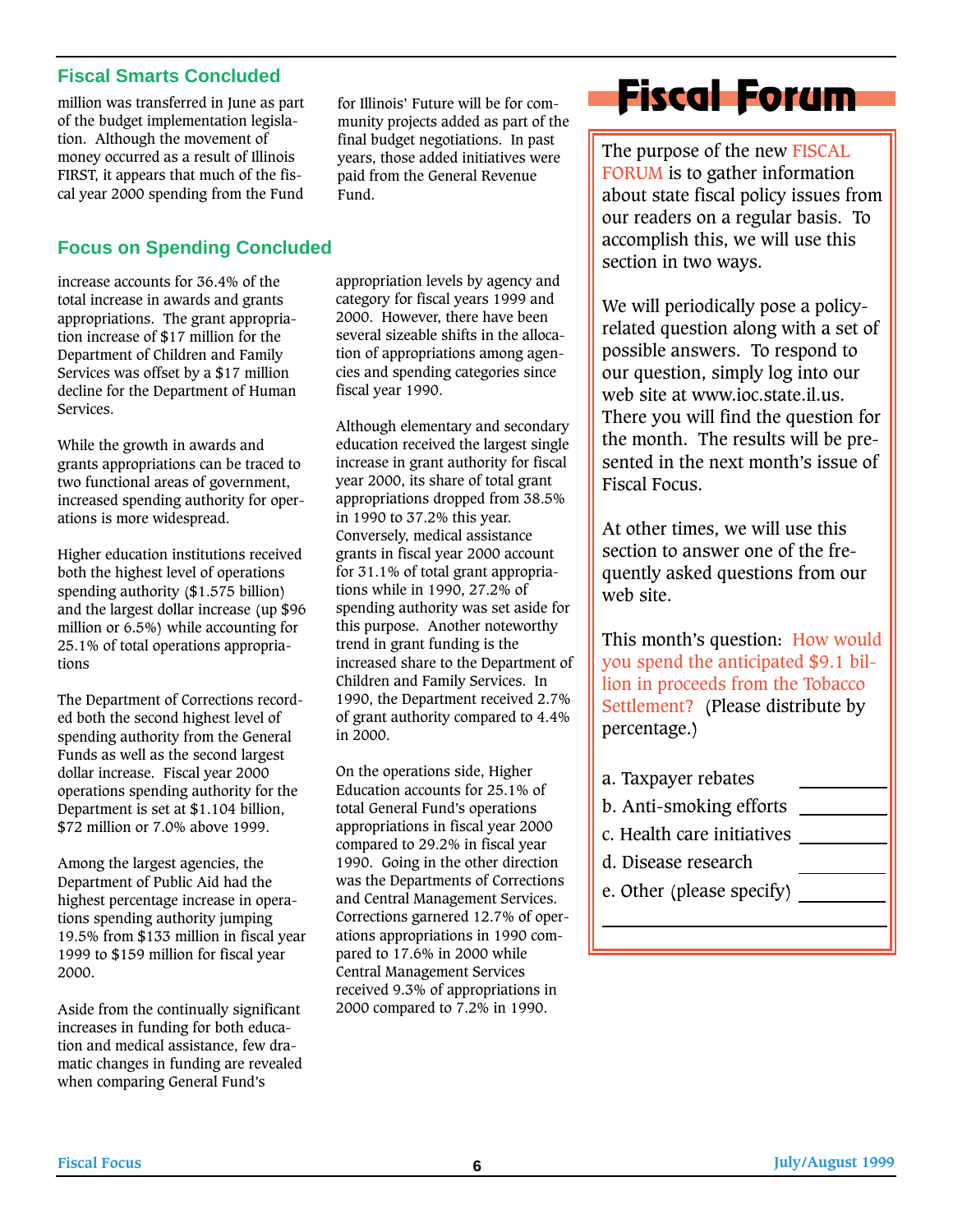## Fiscal Smarts Concluded

million was transferred in June as part of the budget implementation legislation. Although the movement of money occurred as a result of Illinois FIRST, it appears that much of the fiscal year 2000 spending from the Fund for Illinois' Future will be for community projects added as part of the final budget negotiations. In past years, those added initiatives were paid from the General Revenue Fund.

## Focus on Spending Concluded

increase accounts for 36.4% of the total increase in awards and grants appropriations. The grant appropriation increase of $17 million for the Department of Children and Family Services was offset by a $17 million decline for the Department of Human Services.

While the growth in awards and grants appropriations can be traced to two functional areas of government, increased spending authority for operations is more widespread.

Higher education institutions received both the highest level of operations spending authority ($1.575 billion) and the largest dollar increase (up $96 million or 6.5%) while accounting for 25.1% of total operations appropriations

The Department of Corrections recorded both the second highest level of spending authority from the General Funds as well as the second largest dollar increase. Fiscal year 2000 operations spending authority for the Department is set at $1.104 billion, $72 million or 7.0% above 1999.

Among the largest agencies, the Department of Public Aid had the highest percentage increase in operations spending authority jumping 19.5% from $133 million in fiscal year 1999 to $159 million for fiscal year 2000.

Aside from the continually significant increases in funding for both education and medical assistance, few dramatic changes in funding are revealed when comparing General Fund's appropriation levels by agency and category for fiscal years 1999 and 2000. However, there have been several sizeable shifts in the allocation of appropriations among agencies and spending categories since fiscal year 1990.

Although elementary and secondary education received the largest single increase in grant authority for fiscal year 2000, its share of total grant appropriations dropped from 38.5% in 1990 to 37.2% this year. Conversely, medical assistance grants in fiscal year 2000 account for 31.1% of total grant appropriations while in 1990, 27.2% of spending authority was set aside for this purpose. Another noteworthy trend in grant funding is the increased share to the Department of Children and Family Services. In 1990, the Department received 2.7% of grant authority compared to 4.4% in 2000.

On the operations side, Higher Education accounts for 25.1% of total General Fund's operations appropriations in fiscal year 2000 compared to 29.2% in fiscal year 1990. Going in the other direction was the Departments of Corrections and Central Management Services. Corrections garnered 12.7% of operations appropriations in 1990 compared to 17.6% in 2000 while Central Management Services received 9.3% of appropriations in 2000 compared to 7.2% in 1990.

# Fiscal Forum

The purpose of the new FISCAL FORUM is to gather information about state fiscal policy issues from our readers on a regular basis. To accomplish this, we will use this section in two ways.

We will periodically pose a policy-related question along with a set of possible answers. To respond to our question, simply log into our web site at www.ioc.state.il.us. There you will find the question for the month. The results will be presented in the next month's issue of Fiscal Focus.

At other times, we will use this section to answer one of the frequently asked questions from our web site.

This month's question: How would you spend the anticipated $9.1 billion in proceeds from the Tobacco Settlement? (Please distribute by percentage.)

a. Taxpayer rebates ________
b. Anti-smoking efforts ________
c. Health care initiatives ________
d. Disease research ________
e. Other (please specify) ________

________________________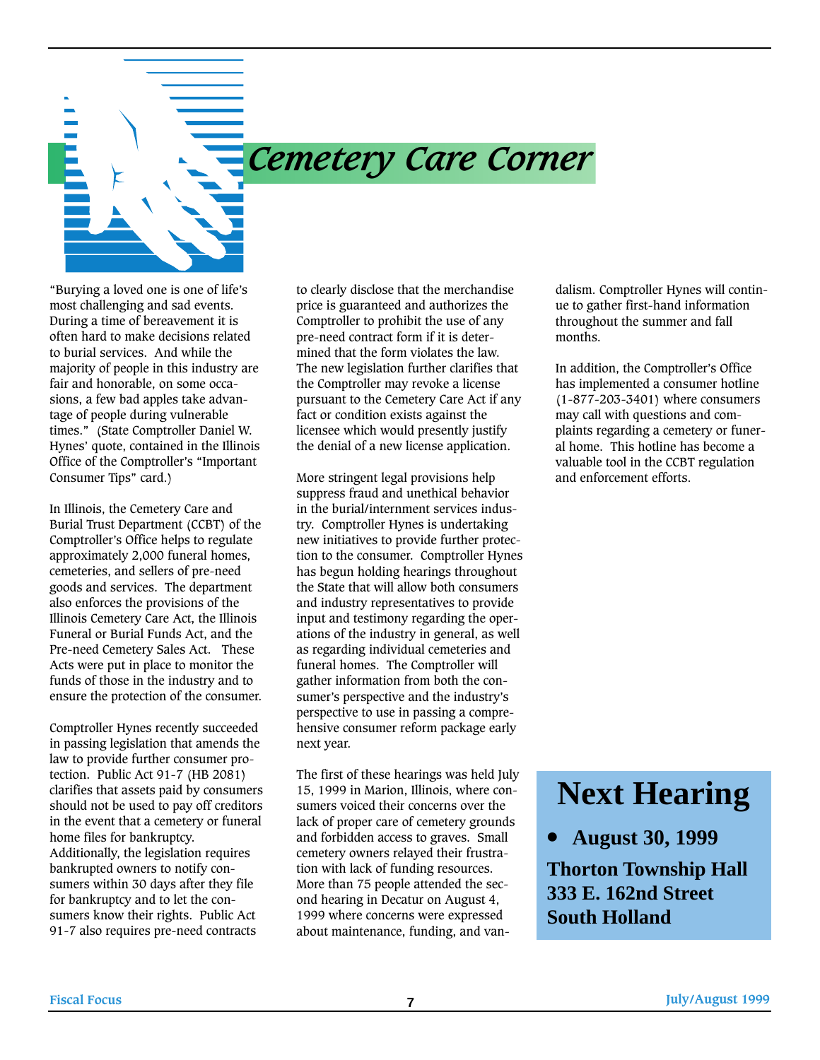# *Cemetery Care Corner*

"Burying a loved one is one of life's most challenging and sad events. During a time of bereavement it is often hard to make decisions related to burial services. And while the majority of people in this industry are fair and honorable, on some occasions, a few bad apples take advantage of people during vulnerable times." (State Comptroller Daniel W. Hynes' quote, contained in the Illinois Office of the Comptroller's "Important Consumer Tips" card.)

In Illinois, the Cemetery Care and Burial Trust Department (CCBT) of the Comptroller's Office helps to regulate approximately 2,000 funeral homes, cemeteries, and sellers of pre-need goods and services. The department also enforces the provisions of the Illinois Cemetery Care Act, the Illinois Funeral or Burial Funds Act, and the Pre-need Cemetery Sales Act. These Acts were put in place to monitor the funds of those in the industry and to ensure the protection of the consumer.

Comptroller Hynes recently succeeded in passing legislation that amends the law to provide further consumer protection. Public Act 91-7 (HB 2081) clarifies that assets paid by consumers should not be used to pay off creditors in the event that a cemetery or funeral home files for bankruptcy. Additionally, the legislation requires bankrupted owners to notify consumers within 30 days after they file for bankruptcy and to let the consumers know their rights. Public Act 91-7 also requires pre-need contracts to clearly disclose that the merchandise price is guaranteed and authorizes the Comptroller to prohibit the use of any pre-need contract form if it is determined that the form violates the law. The new legislation further clarifies that the Comptroller may revoke a license pursuant to the Cemetery Care Act if any fact or condition exists against the licensee which would presently justify the denial of a new license application.

More stringent legal provisions help suppress fraud and unethical behavior in the burial/internment services industry. Comptroller Hynes is undertaking new initiatives to provide further protection to the consumer. Comptroller Hynes has begun holding hearings throughout the State that will allow both consumers and industry representatives to provide input and testimony regarding the operations of the industry in general, as well as regarding individual cemeteries and funeral homes. The Comptroller will gather information from both the consumer's perspective and the industry's perspective to use in passing a comprehensive consumer reform package early next year.

The first of these hearings was held July 15, 1999 in Marion, Illinois, where consumers voiced their concerns over the lack of proper care of cemetery grounds and forbidden access to graves. Small cemetery owners relayed their frustration with lack of funding resources. More than 75 people attended the second hearing in Decatur on August 4, 1999 where concerns were expressed about maintenance, funding, and vandalism. Comptroller Hynes will continue to gather first-hand information throughout the summer and fall months.

In addition, the Comptroller's Office has implemented a consumer hotline (1-877-203-3401) where consumers may call with questions and complaints regarding a cemetery or funeral home. This hotline has become a valuable tool in the CCBT regulation and enforcement efforts.

## Next Hearing

- **August 30, 1999**

**Thorton Township Hall**
**333 E. 162nd Street**
**South Holland**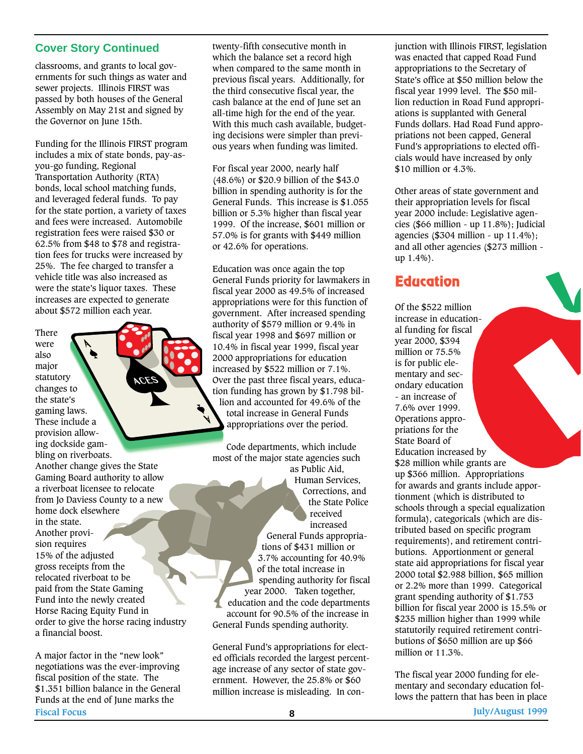## Cover Story Continued

classrooms, and grants to local governments for such things as water and sewer projects. Illinois FIRST was passed by both houses of the General Assembly on May 21st and signed by the Governor on June 15th.

Funding for the Illinois FIRST program includes a mix of state bonds, pay-as-you-go funding, Regional Transportation Authority (RTA) bonds, local school matching funds, and leveraged federal funds. To pay for the state portion, a variety of taxes and fees were increased. Automobile registration fees were raised $30 or 62.5% from $48 to $78 and registration fees for trucks were increased by 25%. The fee charged to transfer a vehicle title was also increased as were the state's liquor taxes. These increases are expected to generate about $572 million each year.

There were also major statutory changes to the state's gaming laws. These include a provision allowing dockside gambling on riverboats. Another change gives the State Gaming Board authority to allow a riverboat licensee to relocate from Jo Daviess County to a new home dock elsewhere in the state. Another provision requires 15% of the adjusted gross receipts from the relocated riverboat to be paid from the State Gaming Fund into the newly created Horse Racing Equity Fund in order to give the horse racing industry a financial boost.

A major factor in the "new look" negotiations was the ever-improving fiscal position of the state. The $1.351 billion balance in the General Funds at the end of June marks the twenty-fifth consecutive month in which the balance set a record high when compared to the same month in previous fiscal years. Additionally, for the third consecutive fiscal year, the cash balance at the end of June set an all-time high for the end of the year. With this much cash available, budgeting decisions were simpler than previous years when funding was limited.

For fiscal year 2000, nearly half (48.6%) or $20.9 billion of the $43.0 billion in spending authority is for the General Funds. This increase is $1.055 billion or 5.3% higher than fiscal year 1999. Of the increase, $601 million or 57.0% is for grants with $449 million or 42.6% for operations.

Education was once again the top General Funds priority for lawmakers in fiscal year 2000 as 49.5% of increased appropriations were for this function of government. After increased spending authority of $579 million or 9.4% in fiscal year 1998 and $697 million or 10.4% in fiscal year 1999, fiscal year 2000 appropriations for education increased by $522 million or 7.1%. Over the past three fiscal years, education funding has grown by $1.798 billion and accounted for 49.6% of the total increase in General Funds appropriations over the period.

Code departments, which include most of the major state agencies such as Public Aid, Human Services, Corrections, and the State Police received increased General Funds appropriations of $431 million or 3.7% accounting for 40.9% of the total increase in spending authority for fiscal year 2000. Taken together, education and the code departments account for 90.5% of the increase in General Funds spending authority.

General Fund's appropriations for elected officials recorded the largest percentage increase of any sector of state government. However, the 25.8% or $60 million increase is misleading. In conjunction with Illinois FIRST, legislation was enacted that capped Road Fund appropriations to the Secretary of State's office at $50 million below the fiscal year 1999 level. The $50 million reduction in Road Fund appropriations is supplanted with General Funds dollars. Had Road Fund appropriations not been capped, General Fund's appropriations to elected officials would have increased by only $10 million or 4.3%.

Other areas of state government and their appropriation levels for fiscal year 2000 include: Legislative agencies ($66 million - up 11.8%); Judicial agencies ($304 million - up 11.4%); and all other agencies ($273 million - up 1.4%).

## Education

Of the $522 million increase in educational funding for fiscal year 2000, $394 million or 75.5% is for public elementary and secondary education - an increase of 7.6% over 1999. Operations appropriations for the State Board of Education increased by $28 million while grants are up $366 million. Appropriations for awards and grants include apportionment (which is distributed to schools through a special equalization formula), categoricals (which are distributed based on specific program requirements), and retirement contributions. Apportionment or general state aid appropriations for fiscal year 2000 total $2.988 billion, $65 million or 2.2% more than 1999. Categorical grant spending authority of $1.753 billion for fiscal year 2000 is 15.5% or $235 million higher than 1999 while statutorily required retirement contributions of $650 million are up $66 million or 11.3%.

The fiscal year 2000 funding for elementary and secondary education follows the pattern that has been in place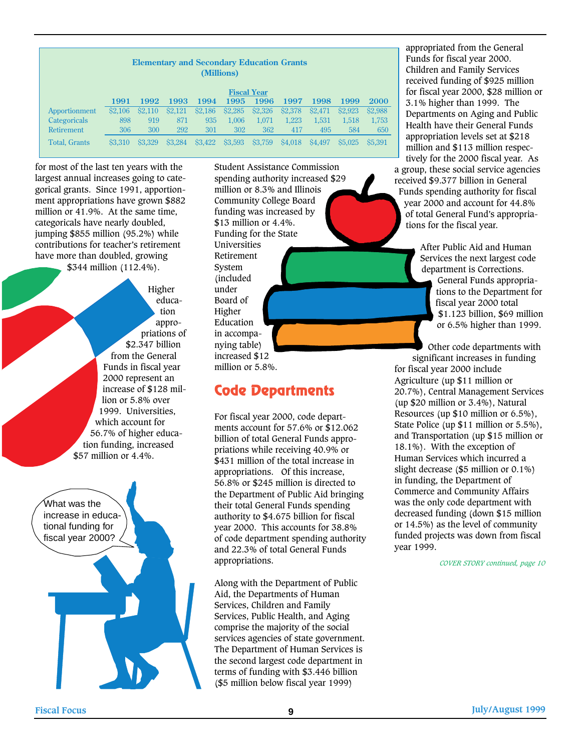**Elementary and Secondary Education Grants (Millions)**

| | Fiscal Year | | | | | | | | | |
|---|---|---|---|---|---|---|---|---|---|---|
| | 1991 | 1992 | 1993 | 1994 | 1995 | 1996 | 1997 | 1998 | 1999 | 2000 |
| Apportionment | $2,106 | $2,110 | $2,121 | $2,186 | $2,285 | $2,326 | $2,378 | $2,471 | $2,923 | $2,988 |
| Categoricals | 898 | 919 | 871 | 935 | 1,006 | 1,071 | 1,223 | 1,531 | 1,518 | 1,753 |
| Retirement | 306 | 300 | 292 | 301 | 302 | 362 | 417 | 495 | 584 | 650 |
| Total, Grants | $3,310 | $3,329 | $3,284 | $3,422 | $3,593 | $3,759 | $4,018 | $4,497 | $5,025 | $5,391 |

for most of the last ten years with the largest annual increases going to categorical grants. Since 1991, apportionment appropriations have grown $882 million or 41.9%. At the same time, categoricals have nearly doubled, jumping $855 million (95.2%) while contributions for teacher's retirement have more than doubled, growing $344 million (112.4%).

Higher education appropriations of $2.347 billion from the General Funds in fiscal year 2000 represent an increase of $128 million or 5.8% over 1999. Universities, which account for 56.7% of higher education funding, increased $57 million or 4.4%.

What was the increase in educational funding for fiscal year 2000?

Student Assistance Commission spending authority increased $29 million or 8.3% and Illinois Community College Board funding was increased by $13 million or 4.4%. Funding for the State Universities Retirement System (included under Board of Higher Education in accompanying table) increased $12 million or 5.8%.

## Code Departments

For fiscal year 2000, code departments account for 57.6% or $12.062 billion of total General Funds appropriations while receiving 40.9% or $431 million of the total increase in appropriations. Of this increase, 56.8% or $245 million is directed to the Department of Public Aid bringing their total General Funds spending authority to $4.675 billion for fiscal year 2000. This accounts for 38.8% of code department spending authority and 22.3% of total General Funds appropriations.

Along with the Department of Public Aid, the Departments of Human Services, Children and Family Services, Public Health, and Aging comprise the majority of the social services agencies of state government. The Department of Human Services is the second largest code department in terms of funding with $3.446 billion ($5 million below fiscal year 1999) appropriated from the General Funds for fiscal year 2000. Children and Family Services received funding of $925 million for fiscal year 2000, $28 million or 3.1% higher than 1999. The Departments on Aging and Public Health have their General Funds appropriation levels set at $218 million and $113 million respectively for the 2000 fiscal year. As a group, these social service agencies received $9.377 billion in General Funds spending authority for fiscal year 2000 and account for 44.8% of total General Fund's appropriations for the fiscal year.

After Public Aid and Human Services the next largest code department is Corrections. General Funds appropriations to the Department for fiscal year 2000 total $1.123 billion, $69 million or 6.5% higher than 1999.

Other code departments with significant increases in funding for fiscal year 2000 include Agriculture (up $11 million or 20.7%), Central Management Services (up $20 million or 3.4%), Natural Resources (up $10 million or 6.5%), State Police (up $11 million or 5.5%), and Transportation (up $15 million or 18.1%). With the exception of Human Services which incurred a slight decrease ($5 million or 0.1%) in funding, the Department of Commerce and Community Affairs was the only code department with decreased funding (down $15 million or 14.5%) as the level of community funded projects was down from fiscal year 1999.

*COVER STORY continued, page 10*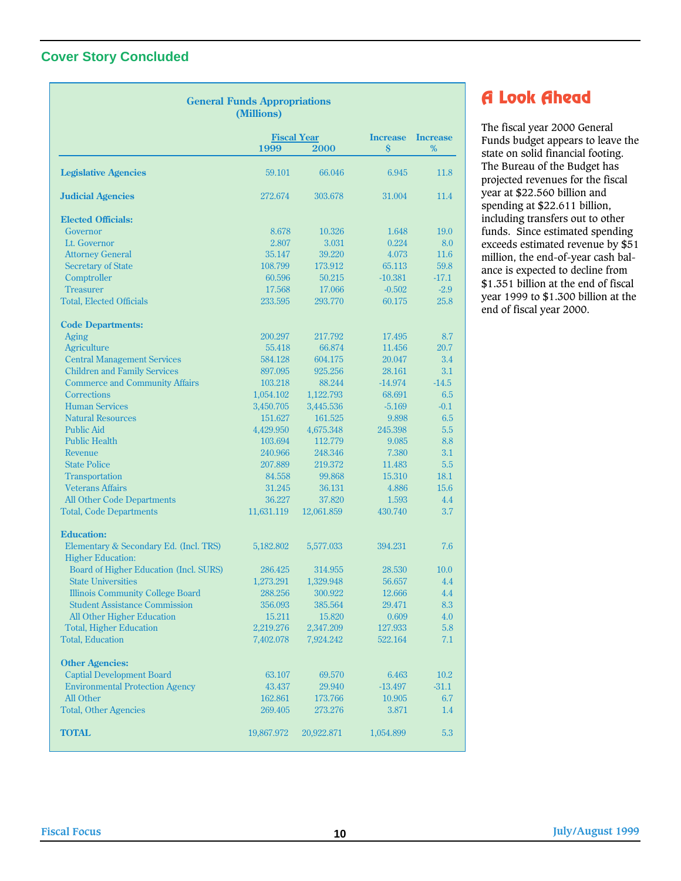## Cover Story Concluded

**General Funds Appropriations (Millions)**

| | Fiscal Year 1999 | Fiscal Year 2000 | Increase $ | Increase % |
|---|---|---|---|---|
| **Legislative Agencies** | 59.101 | 66.046 | 6.945 | 11.8 |
| **Judicial Agencies** | 272.674 | 303.678 | 31.004 | 11.4 |
| **Elected Officials:** | | | | |
| Governor | 8.678 | 10.326 | 1.648 | 19.0 |
| Lt. Governor | 2.807 | 3.031 | 0.224 | 8.0 |
| Attorney General | 35.147 | 39.220 | 4.073 | 11.6 |
| Secretary of State | 108.799 | 173.912 | 65.113 | 59.8 |
| Comptroller | 60.596 | 50.215 | -10.381 | -17.1 |
| Treasurer | 17.568 | 17.066 | -0.502 | -2.9 |
| Total, Elected Officials | 233.595 | 293.770 | 60.175 | 25.8 |
| **Code Departments:** | | | | |
| Aging | 200.297 | 217.792 | 17.495 | 8.7 |
| Agriculture | 55.418 | 66.874 | 11.456 | 20.7 |
| Central Management Services | 584.128 | 604.175 | 20.047 | 3.4 |
| Children and Family Services | 897.095 | 925.256 | 28.161 | 3.1 |
| Commerce and Community Affairs | 103.218 | 88.244 | -14.974 | -14.5 |
| Corrections | 1,054.102 | 1,122.793 | 68.691 | 6.5 |
| Human Services | 3,450.705 | 3,445.536 | -5.169 | -0.1 |
| Natural Resources | 151.627 | 161.525 | 9.898 | 6.5 |
| Public Aid | 4,429.950 | 4,675.348 | 245.398 | 5.5 |
| Public Health | 103.694 | 112.779 | 9.085 | 8.8 |
| Revenue | 240.966 | 248.346 | 7.380 | 3.1 |
| State Police | 207.889 | 219.372 | 11.483 | 5.5 |
| Transportation | 84.558 | 99.868 | 15.310 | 18.1 |
| Veterans Affairs | 31.245 | 36.131 | 4.886 | 15.6 |
| All Other Code Departments | 36.227 | 37.820 | 1.593 | 4.4 |
| Total, Code Departments | 11,631.119 | 12,061.859 | 430.740 | 3.7 |
| **Education:** | | | | |
| Elementary & Secondary Ed. (Incl. TRS) | 5,182.802 | 5,577.033 | 394.231 | 7.6 |
| Higher Education: | | | | |
| Board of Higher Education (Incl. SURS) | 286.425 | 314.955 | 28.530 | 10.0 |
| State Universities | 1,273.291 | 1,329.948 | 56.657 | 4.4 |
| Illinois Community College Board | 288.256 | 300.922 | 12.666 | 4.4 |
| Student Assistance Commission | 356.093 | 385.564 | 29.471 | 8.3 |
| All Other Higher Education | 15.211 | 15.820 | 0.609 | 4.0 |
| Total, Higher Education | 2,219.276 | 2,347.209 | 127.933 | 5.8 |
| Total, Education | 7,402.078 | 7,924.242 | 522.164 | 7.1 |
| **Other Agencies:** | | | | |
| Captial Development Board | 63.107 | 69.570 | 6.463 | 10.2 |
| Environmental Protection Agency | 43.437 | 29.940 | -13.497 | -31.1 |
| All Other | 162.861 | 173.766 | 10.905 | 6.7 |
| Total, Other Agencies | 269.405 | 273.276 | 3.871 | 1.4 |
| **TOTAL** | 19,867.972 | 20,922.871 | 1,054.899 | 5.3 |

## A Look Ahead

The fiscal year 2000 General Funds budget appears to leave the state on solid financial footing. The Bureau of the Budget has projected revenues for the fiscal year at $22.560 billion and spending at $22.611 billion, including transfers out to other funds. Since estimated spending exceeds estimated revenue by $51 million, the end-of-year cash balance is expected to decline from $1.351 billion at the end of fiscal year 1999 to $1.300 billion at the end of fiscal year 2000.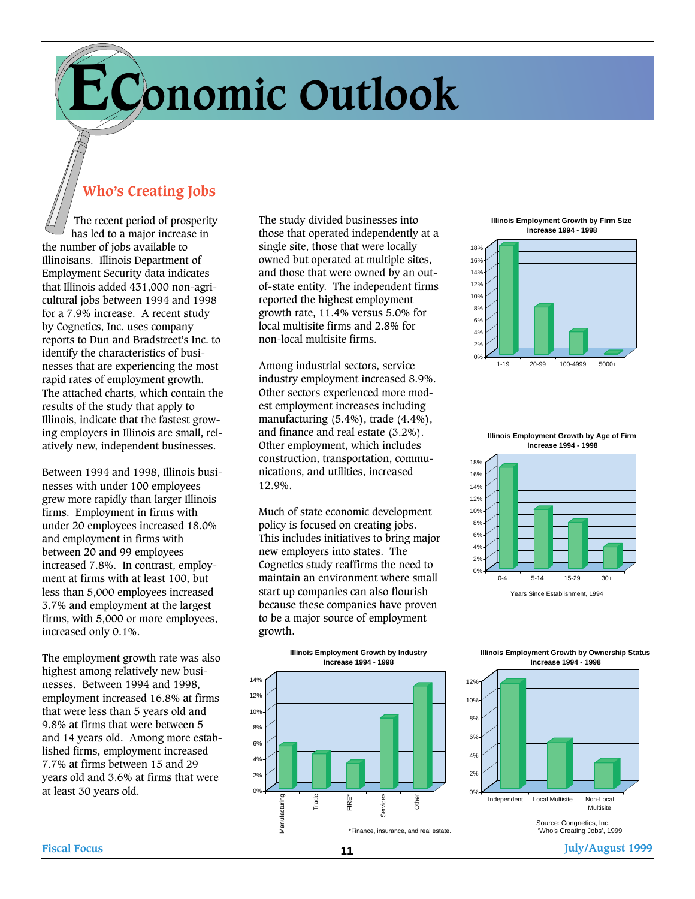# Economic Outlook

## Who's Creating Jobs

The recent period of prosperity has led to a major increase in the number of jobs available to Illinoisans. Illinois Department of Employment Security data indicates that Illinois added 431,000 non-agricultural jobs between 1994 and 1998 for a 7.9% increase. A recent study by Cognetics, Inc. uses company reports to Dun and Bradstreet's Inc. to identify the characteristics of businesses that are experiencing the most rapid rates of employment growth. The attached charts, which contain the results of the study that apply to Illinois, indicate that the fastest growing employers in Illinois are small, relatively new, independent businesses.

Between 1994 and 1998, Illinois businesses with under 100 employees grew more rapidly than larger Illinois firms. Employment in firms with under 20 employees increased 18.0% and employment in firms with between 20 and 99 employees increased 7.8%. In contrast, employment at firms with at least 100, but less than 5,000 employees increased 3.7% and employment at the largest firms, with 5,000 or more employees, increased only 0.1%.

The employment growth rate was also highest among relatively new businesses. Between 1994 and 1998, employment increased 16.8% at firms that were less than 5 years old and 9.8% at firms that were between 5 and 14 years old. Among more established businesses, employment increased 7.7% at firms between 15 and 29 years old and 3.6% at firms that were at least 30 years old.

The study divided businesses into those that operated independently at a single site, those that were locally owned but operated at multiple sites, and those that were owned by an out-of-state entity. The independent firms reported the highest employment growth rate, 11.4% versus 5.0% for local multisite firms and 2.8% for non-local multisite firms.

Among industrial sectors, service industry employment increased 8.9%. Other sectors experienced more modest employment increases including manufacturing (5.4%), trade (4.4%), and finance and real estate (3.2%). Other employment, which includes construction, transportation, communications, and utilities, increased 12.9%.

Much of state economic development policy is focused on creating jobs. This includes initiatives to bring major new employers into states. The Cognetics study reaffirms the need to maintain an environment where small start up companies can also flourish because these companies have proven to be a major source of employment growth.

**Illinois Employment Growth by Firm Size**
**Increase 1994 - 1998**

| Firm Size | Increase |
|---|---|
| 1-19 | 18.0% |
| 20-99 | 7.8% |
| 100-4999 | 3.7% |
| 5000+ | 0.1% |

**Illinois Employment Growth by Age of Firm**
**Increase 1994 - 1998**

| Years Since Establishment, 1994 | Increase |
|---|---|
| 0-4 | 16.8% |
| 5-14 | 9.8% |
| 15-29 | 7.7% |
| 30+ | 3.6% |

**Illinois Employment Growth by Industry**
**Increase 1994 - 1998**

| Industry | Increase |
|---|---|
| Manufacturing | 5.4% |
| Trade | 4.4% |
| FIRE* | 3.2% |
| Services | 8.9% |
| Other | 12.9% |

*Finance, insurance, and real estate.

**Illinois Employment Growth by Ownership Status**
**Increase 1994 - 1998**

| Ownership Status | Increase |
|---|---|
| Independent | 11.4% |
| Local Multisite | 5.0% |
| Non-Local Multisite | 2.8% |

Source: Congnetics, Inc. 'Who's Creating Jobs', 1999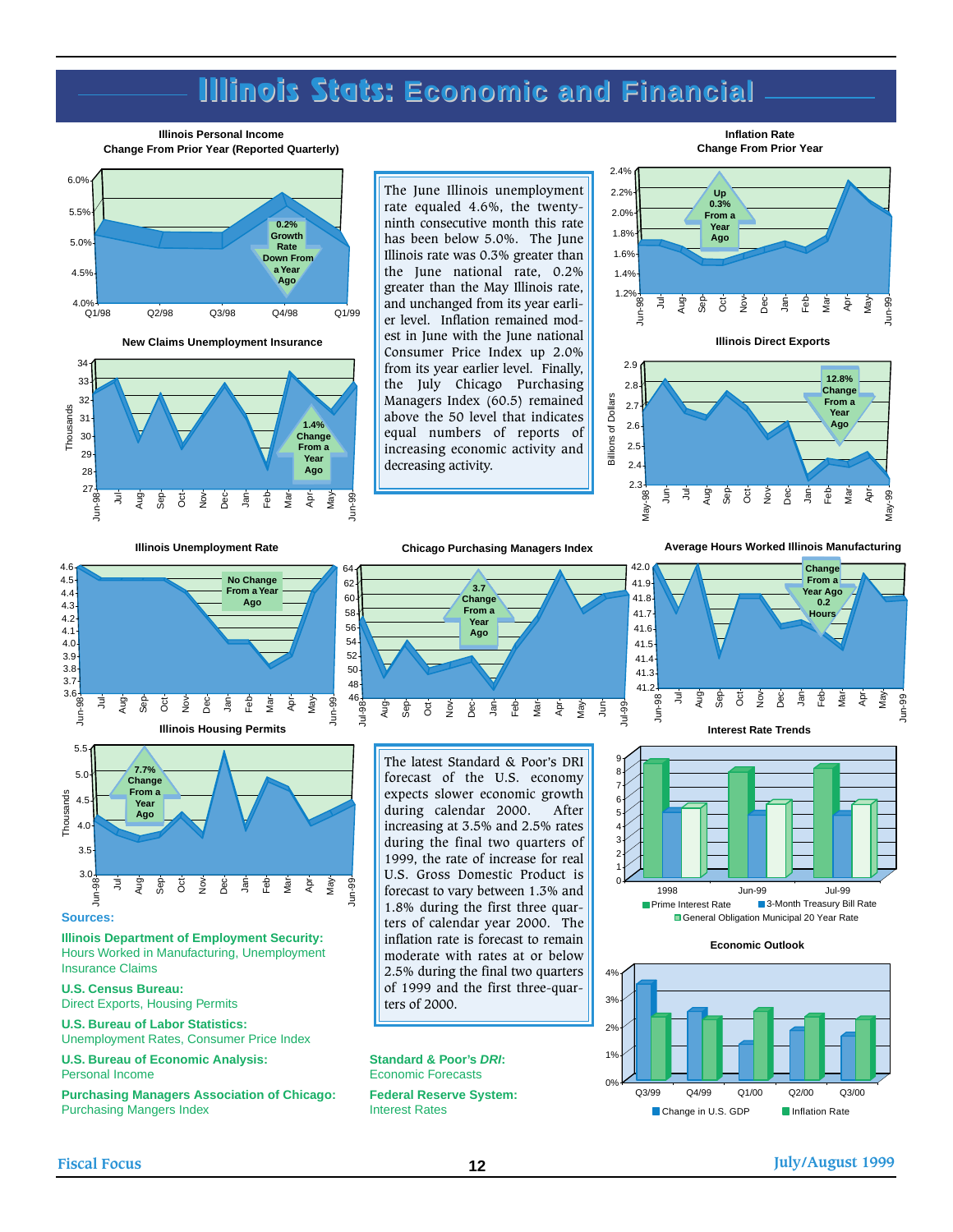# Illinois Stats: Economic and Financial

**Illinois Personal Income**
**Change From Prior Year (Reported Quarterly)**

0.2% Growth Rate Down From a Year Ago

**Inflation Rate**
**Change From Prior Year**

Up 0.3% From a Year Ago

The June Illinois unemployment rate equaled 4.6%, the twenty-ninth consecutive month this rate has been below 5.0%. The June Illinois rate was 0.3% greater than the June national rate, 0.2% greater than the May Illinois rate, and unchanged from its year earlier level. Inflation remained modest in June with the June national Consumer Price Index up 2.0% from its year earlier level. Finally, the July Chicago Purchasing Managers Index (60.5) remained above the 50 level that indicates equal numbers of reports of increasing economic activity and decreasing activity.

**New Claims Unemployment Insurance**

1.4% Change From a Year Ago

**Illinois Direct Exports**

12.8% Change From a Year Ago

**Illinois Unemployment Rate**

No Change From a Year Ago

**Chicago Purchasing Managers Index**

3.7 Change From a Year Ago

**Average Hours Worked Illinois Manufacturing**

Change From a Year Ago 0.2 Hours

**Illinois Housing Permits**

7.7% Change From a Year Ago

The latest Standard & Poor's DRI forecast of the U.S. economy expects slower economic growth during calendar 2000. After increasing at 3.5% and 2.5% rates during the final two quarters of 1999, the rate of increase for real U.S. Gross Domestic Product is forecast to vary between 1.3% and 1.8% during the first three quarters of calendar year 2000. The inflation rate is forecast to remain moderate with rates at or below 2.5% during the final two quarters of 1999 and the first three-quarters of 2000.

**Interest Rate Trends**

Prime Interest Rate; 3-Month Treasury Bill Rate; General Obligation Municipal 20 Year Rate

**Economic Outlook**

Change in U.S. GDP; Inflation Rate

**Sources:**

**Illinois Department of Employment Security:**
Hours Worked in Manufacturing, Unemployment Insurance Claims

**U.S. Census Bureau:**
Direct Exports, Housing Permits

**U.S. Bureau of Labor Statistics:**
Unemployment Rates, Consumer Price Index

**U.S. Bureau of Economic Analysis:**
Personal Income

**Purchasing Managers Association of Chicago:**
Purchasing Mangers Index

**Standard & Poor's *DRI*:**
Economic Forecasts

**Federal Reserve System:**
Interest Rates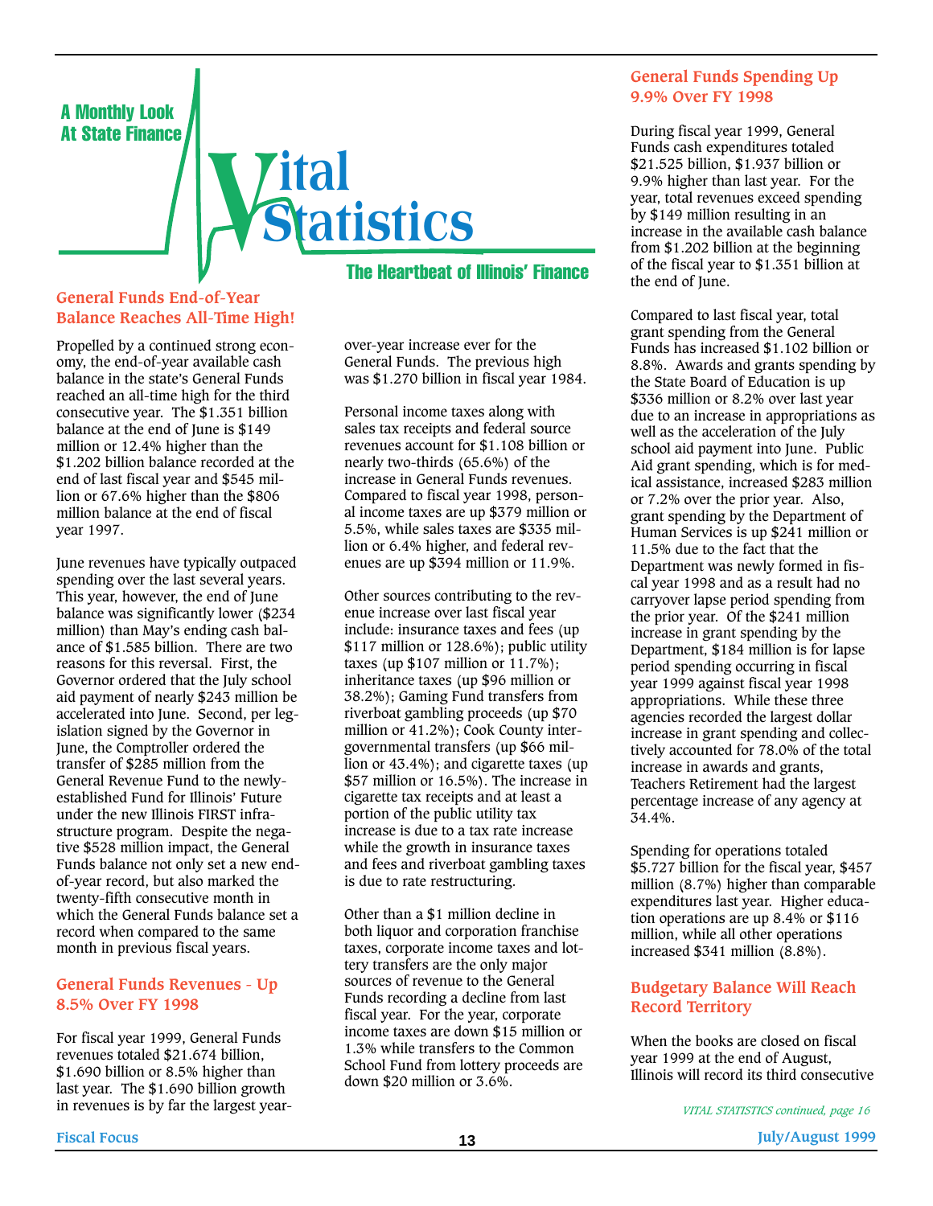A Monthly Look At State Finance

# Vital Statistics

The Heartbeat of Illinois' Finance

## General Funds End-of-Year Balance Reaches All-Time High!

Propelled by a continued strong economy, the end-of-year available cash balance in the state's General Funds reached an all-time high for the third consecutive year. The $1.351 billion balance at the end of June is $149 million or 12.4% higher than the $1.202 billion balance recorded at the end of last fiscal year and $545 million or 67.6% higher than the $806 million balance at the end of fiscal year 1997.

June revenues have typically outpaced spending over the last several years. This year, however, the end of June balance was significantly lower ($234 million) than May's ending cash balance of $1.585 billion. There are two reasons for this reversal. First, the Governor ordered that the July school aid payment of nearly $243 million be accelerated into June. Second, per legislation signed by the Governor in June, the Comptroller ordered the transfer of $285 million from the General Revenue Fund to the newly-established Fund for Illinois' Future under the new Illinois FIRST infrastructure program. Despite the negative $528 million impact, the General Funds balance not only set a new end-of-year record, but also marked the twenty-fifth consecutive month in which the General Funds balance set a record when compared to the same month in previous fiscal years.

## General Funds Revenues - Up 8.5% Over FY 1998

For fiscal year 1999, General Funds revenues totaled $21.674 billion, $1.690 billion or 8.5% higher than last year. The $1.690 billion growth in revenues is by far the largest year-over-year increase ever for the General Funds. The previous high was $1.270 billion in fiscal year 1984.

Personal income taxes along with sales tax receipts and federal source revenues account for $1.108 billion or nearly two-thirds (65.6%) of the increase in General Funds revenues. Compared to fiscal year 1998, personal income taxes are up $379 million or 5.5%, while sales taxes are $335 million or 6.4% higher, and federal revenues are up $394 million or 11.9%.

Other sources contributing to the revenue increase over last fiscal year include: insurance taxes and fees (up $117 million or 128.6%); public utility taxes (up $107 million or 11.7%); inheritance taxes (up $96 million or 38.2%); Gaming Fund transfers from riverboat gambling proceeds (up $70 million or 41.2%); Cook County intergovernmental transfers (up $66 million or 43.4%); and cigarette taxes (up $57 million or 16.5%). The increase in cigarette tax receipts and at least a portion of the public utility tax increase is due to a tax rate increase while the growth in insurance taxes and fees and riverboat gambling taxes is due to rate restructuring.

Other than a $1 million decline in both liquor and corporation franchise taxes, corporate income taxes and lottery transfers are the only major sources of revenue to the General Funds recording a decline from last fiscal year. For the year, corporate income taxes are down $15 million or 1.3% while transfers to the Common School Fund from lottery proceeds are down $20 million or 3.6%.

## General Funds Spending Up 9.9% Over FY 1998

During fiscal year 1999, General Funds cash expenditures totaled $21.525 billion, $1.937 billion or 9.9% higher than last year. For the year, total revenues exceed spending by $149 million resulting in an increase in the available cash balance from $1.202 billion at the beginning of the fiscal year to $1.351 billion at the end of June.

Compared to last fiscal year, total grant spending from the General Funds has increased $1.102 billion or 8.8%. Awards and grants spending by the State Board of Education is up $336 million or 8.2% over last year due to an increase in appropriations as well as the acceleration of the July school aid payment into June. Public Aid grant spending, which is for medical assistance, increased $283 million or 7.2% over the prior year. Also, grant spending by the Department of Human Services is up $241 million or 11.5% due to the fact that the Department was newly formed in fiscal year 1998 and as a result had no carryover lapse period spending from the prior year. Of the $241 million increase in grant spending by the Department, $184 million is for lapse period spending occurring in fiscal year 1999 against fiscal year 1998 appropriations. While these three agencies recorded the largest dollar increase in grant spending and collectively accounted for 78.0% of the total increase in awards and grants, Teachers Retirement had the largest percentage increase of any agency at 34.4%.

Spending for operations totaled $5.727 billion for the fiscal year, $457 million (8.7%) higher than comparable expenditures last year. Higher education operations are up 8.4% or $116 million, while all other operations increased $341 million (8.8%).

## Budgetary Balance Will Reach Record Territory

When the books are closed on fiscal year 1999 at the end of August, Illinois will record its third consecutive

*VITAL STATISTICS continued, page 16*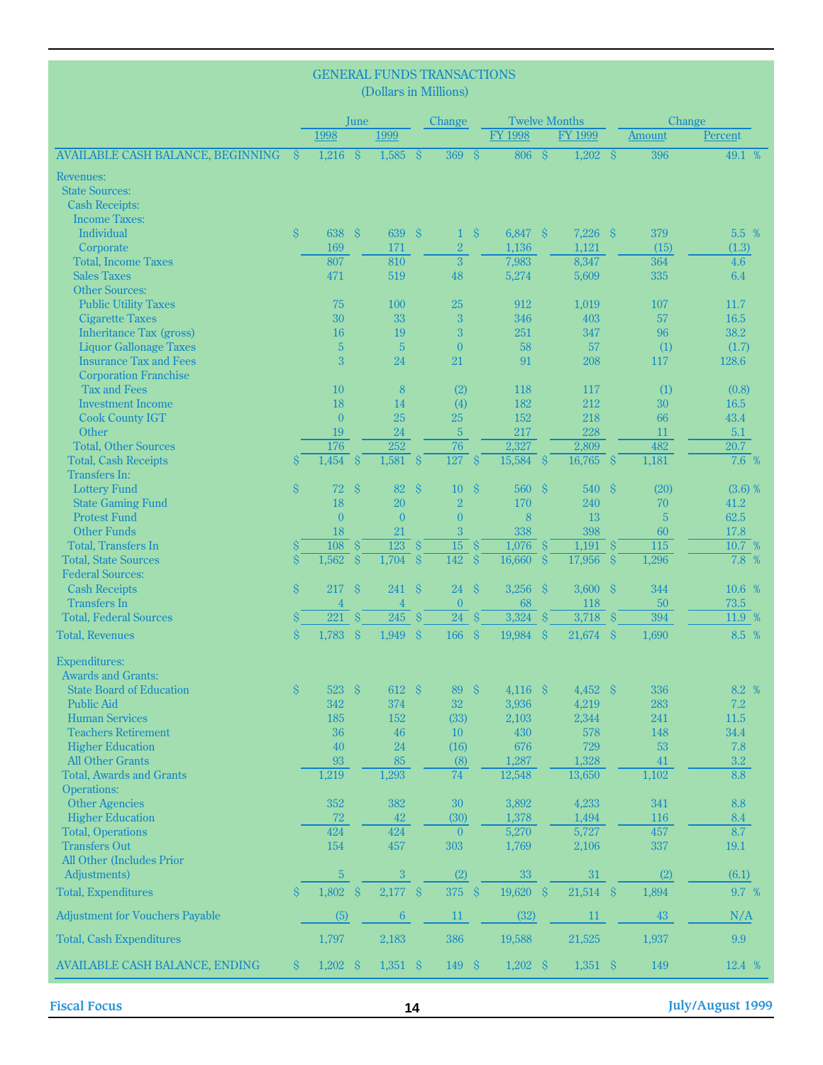## GENERAL FUNDS TRANSACTIONS
(Dollars in Millions)

| | June | | Change | Twelve Months | | Change | |
|---|---|---|---|---|---|---|---|
| | 1998 | 1999 | | FY 1998 | FY 1999 | Amount | Percent |
| AVAILABLE CASH BALANCE, BEGINNING | $ 1,216 | $ 1,585 | $ 369 | $ 806 | $ 1,202 | $ 396 | 49.1 % |
| Revenues: | | | | | | | |
| State Sources: | | | | | | | |
| Cash Receipts: | | | | | | | |
| Income Taxes: | | | | | | | |
| Individual | $ 638 | $ 639 | $ 1 | $ 6,847 | $ 7,226 | $ 379 | 5.5 % |
| Corporate | 169 | 171 | 2 | 1,136 | 1,121 | (15) | (1.3) |
| Total, Income Taxes | 807 | 810 | 3 | 7,983 | 8,347 | 364 | 4.6 |
| Sales Taxes | 471 | 519 | 48 | 5,274 | 5,609 | 335 | 6.4 |
| Other Sources: | | | | | | | |
| Public Utility Taxes | 75 | 100 | 25 | 912 | 1,019 | 107 | 11.7 |
| Cigarette Taxes | 30 | 33 | 3 | 346 | 403 | 57 | 16.5 |
| Inheritance Tax (gross) | 16 | 19 | 3 | 251 | 347 | 96 | 38.2 |
| Liquor Gallonage Taxes | 5 | 5 | 0 | 58 | 57 | (1) | (1.7) |
| Insurance Tax and Fees | 3 | 24 | 21 | 91 | 208 | 117 | 128.6 |
| Corporation Franchise Tax and Fees | 10 | 8 | (2) | 118 | 117 | (1) | (0.8) |
| Investment Income | 18 | 14 | (4) | 182 | 212 | 30 | 16.5 |
| Cook County IGT | 0 | 25 | 25 | 152 | 218 | 66 | 43.4 |
| Other | 19 | 24 | 5 | 217 | 228 | 11 | 5.1 |
| Total, Other Sources | 176 | 252 | 76 | 2,327 | 2,809 | 482 | 20.7 |
| Total, Cash Receipts | $ 1,454 | $ 1,581 | $ 127 | $ 15,584 | $ 16,765 | $ 1,181 | 7.6 % |
| Transfers In: | | | | | | | |
| Lottery Fund | $ 72 | $ 82 | $ 10 | $ 560 | $ 540 | $ (20) | (3.6) % |
| State Gaming Fund | 18 | 20 | 2 | 170 | 240 | 70 | 41.2 |
| Protest Fund | 0 | 0 | 0 | 8 | 13 | 5 | 62.5 |
| Other Funds | 18 | 21 | 3 | 338 | 398 | 60 | 17.8 |
| Total, Transfers In | $ 108 | $ 123 | $ 15 | $ 1,076 | $ 1,191 | $ 115 | 10.7 % |
| Total, State Sources | $ 1,562 | $ 1,704 | $ 142 | $ 16,660 | $ 17,956 | $ 1,296 | 7.8 % |
| Federal Sources: | | | | | | | |
| Cash Receipts | $ 217 | $ 241 | $ 24 | $ 3,256 | $ 3,600 | $ 344 | 10.6 % |
| Transfers In | 4 | 4 | 0 | 68 | 118 | 50 | 73.5 |
| Total, Federal Sources | $ 221 | $ 245 | $ 24 | $ 3,324 | $ 3,718 | $ 394 | 11.9 % |
| Total, Revenues | $ 1,783 | $ 1,949 | $ 166 | $ 19,984 | $ 21,674 | $ 1,690 | 8.5 % |
| Expenditures: | | | | | | | |
| Awards and Grants: | | | | | | | |
| State Board of Education | $ 523 | $ 612 | $ 89 | $ 4,116 | $ 4,452 | $ 336 | 8.2 % |
| Public Aid | 342 | 374 | 32 | 3,936 | 4,219 | 283 | 7.2 |
| Human Services | 185 | 152 | (33) | 2,103 | 2,344 | 241 | 11.5 |
| Teachers Retirement | 36 | 46 | 10 | 430 | 578 | 148 | 34.4 |
| Higher Education | 40 | 24 | (16) | 676 | 729 | 53 | 7.8 |
| All Other Grants | 93 | 85 | (8) | 1,287 | 1,328 | 41 | 3.2 |
| Total, Awards and Grants | 1,219 | 1,293 | 74 | 12,548 | 13,650 | 1,102 | 8.8 |
| Operations: | | | | | | | |
| Other Agencies | 352 | 382 | 30 | 3,892 | 4,233 | 341 | 8.8 |
| Higher Education | 72 | 42 | (30) | 1,378 | 1,494 | 116 | 8.4 |
| Total, Operations | 424 | 424 | 0 | 5,270 | 5,727 | 457 | 8.7 |
| Transfers Out | 154 | 457 | 303 | 1,769 | 2,106 | 337 | 19.1 |
| All Other (Includes Prior Adjustments) | 5 | 3 | (2) | 33 | 31 | (2) | (6.1) |
| Total, Expenditures | $ 1,802 | $ 2,177 | $ 375 | $ 19,620 | $ 21,514 | $ 1,894 | 9.7 % |
| Adjustment for Vouchers Payable | (5) | 6 | 11 | (32) | 11 | 43 | N/A |
| Total, Cash Expenditures | 1,797 | 2,183 | 386 | 19,588 | 21,525 | 1,937 | 9.9 |
| AVAILABLE CASH BALANCE, ENDING | $ 1,202 | $ 1,351 | $ 149 | $ 1,202 | $ 1,351 | $ 149 | 12.4 % |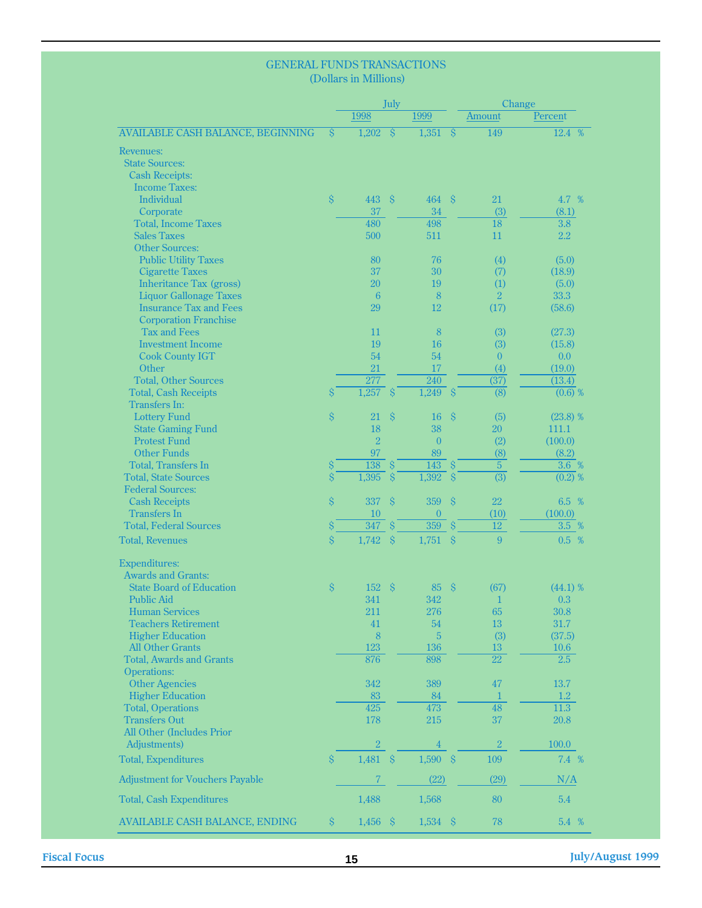## GENERAL FUNDS TRANSACTIONS
(Dollars in Millions)

| | July 1998 | July 1999 | Change Amount | Change Percent |
|---|---|---|---|---|
| AVAILABLE CASH BALANCE, BEGINNING | $ 1,202 | $ 1,351 | $ 149 | 12.4 % |
| Revenues: | | | | |
| State Sources: | | | | |
| Cash Receipts: | | | | |
| Income Taxes: | | | | |
| Individual | $ 443 | $ 464 | $ 21 | 4.7 % |
| Corporate | 37 | 34 | (3) | (8.1) |
| Total, Income Taxes | 480 | 498 | 18 | 3.8 |
| Sales Taxes | 500 | 511 | 11 | 2.2 |
| Other Sources: | | | | |
| Public Utility Taxes | 80 | 76 | (4) | (5.0) |
| Cigarette Taxes | 37 | 30 | (7) | (18.9) |
| Inheritance Tax (gross) | 20 | 19 | (1) | (5.0) |
| Liquor Gallonage Taxes | 6 | 8 | 2 | 33.3 |
| Insurance Tax and Fees | 29 | 12 | (17) | (58.6) |
| Corporation Franchise Tax and Fees | 11 | 8 | (3) | (27.3) |
| Investment Income | 19 | 16 | (3) | (15.8) |
| Cook County IGT | 54 | 54 | 0 | 0.0 |
| Other | 21 | 17 | (4) | (19.0) |
| Total, Other Sources | 277 | 240 | (37) | (13.4) |
| Total, Cash Receipts | $ 1,257 | $ 1,249 | $ (8) | (0.6) % |
| Transfers In: | | | | |
| Lottery Fund | $ 21 | $ 16 | $ (5) | (23.8) % |
| State Gaming Fund | 18 | 38 | 20 | 111.1 |
| Protest Fund | 2 | 0 | (2) | (100.0) |
| Other Funds | 97 | 89 | (8) | (8.2) |
| Total, Transfers In | $ 138 | $ 143 | $ 5 | 3.6 % |
| Total, State Sources | $ 1,395 | $ 1,392 | $ (3) | (0.2) % |
| Federal Sources: | | | | |
| Cash Receipts | $ 337 | $ 359 | $ 22 | 6.5 % |
| Transfers In | 10 | 0 | (10) | (100.0) |
| Total, Federal Sources | $ 347 | $ 359 | $ 12 | 3.5 % |
| Total, Revenues | $ 1,742 | $ 1,751 | $ 9 | 0.5 % |
| Expenditures: | | | | |
| Awards and Grants: | | | | |
| State Board of Education | $ 152 | $ 85 | $ (67) | (44.1) % |
| Public Aid | 341 | 342 | 1 | 0.3 |
| Human Services | 211 | 276 | 65 | 30.8 |
| Teachers Retirement | 41 | 54 | 13 | 31.7 |
| Higher Education | 8 | 5 | (3) | (37.5) |
| All Other Grants | 123 | 136 | 13 | 10.6 |
| Total, Awards and Grants | 876 | 898 | 22 | 2.5 |
| Operations: | | | | |
| Other Agencies | 342 | 389 | 47 | 13.7 |
| Higher Education | 83 | 84 | 1 | 1.2 |
| Total, Operations | 425 | 473 | 48 | 11.3 |
| Transfers Out | 178 | 215 | 37 | 20.8 |
| All Other (Includes Prior Adjustments) | 2 | 4 | 2 | 100.0 |
| Total, Expenditures | $ 1,481 | $ 1,590 | $ 109 | 7.4 % |
| Adjustment for Vouchers Payable | 7 | (22) | (29) | N/A |
| Total, Cash Expenditures | 1,488 | 1,568 | 80 | 5.4 |
| AVAILABLE CASH BALANCE, ENDING | $ 1,456 | $ 1,534 | $ 78 | 5.4 % |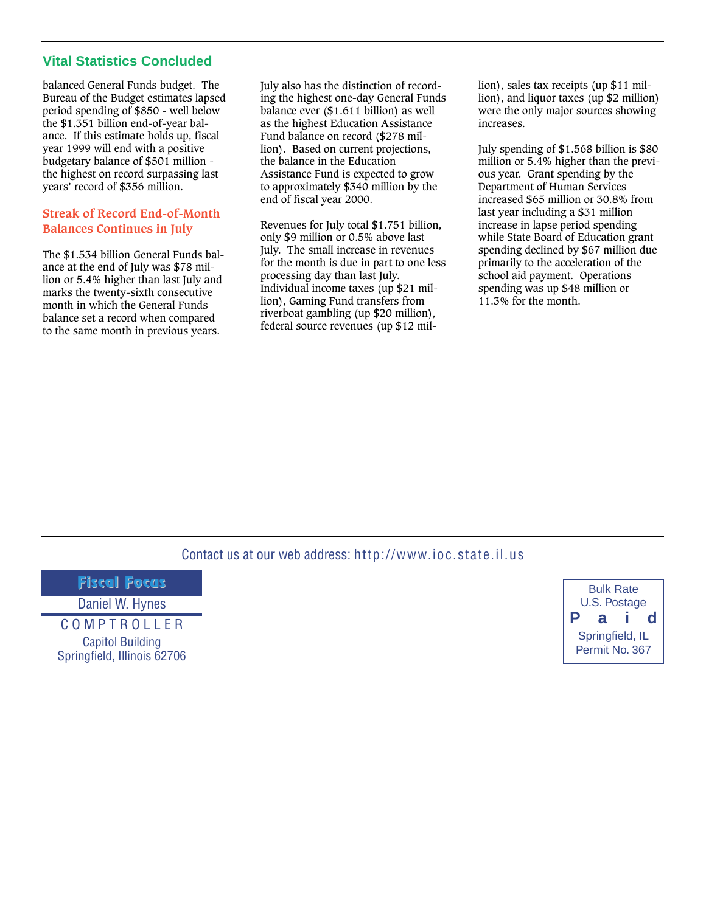## Vital Statistics Concluded

balanced General Funds budget. The Bureau of the Budget estimates lapsed period spending of $850 - well below the $1.351 billion end-of-year balance. If this estimate holds up, fiscal year 1999 will end with a positive budgetary balance of $501 million - the highest on record surpassing last years' record of $356 million.

### Streak of Record End-of-Month Balances Continues in July

The $1.534 billion General Funds balance at the end of July was $78 million or 5.4% higher than last July and marks the twenty-sixth consecutive month in which the General Funds balance set a record when compared to the same month in previous years.

July also has the distinction of recording the highest one-day General Funds balance ever ($1.611 billion) as well as the highest Education Assistance Fund balance on record ($278 million). Based on current projections, the balance in the Education Assistance Fund is expected to grow to approximately $340 million by the end of fiscal year 2000.

Revenues for July total $1.751 billion, only $9 million or 0.5% above last July. The small increase in revenues for the month is due in part to one less processing day than last July. Individual income taxes (up $21 million), Gaming Fund transfers from riverboat gambling (up $20 million), federal source revenues (up $12 million), sales tax receipts (up $11 million), and liquor taxes (up $2 million) were the only major sources showing increases.

July spending of $1.568 billion is $80 million or 5.4% higher than the previous year. Grant spending by the Department of Human Services increased $65 million or 30.8% from last year including a $31 million increase in lapse period spending while State Board of Education grant spending declined by $67 million due primarily to the acceleration of the school aid payment. Operations spending was up $48 million or 11.3% for the month.

---

Contact us at our web address: http://www.ioc.state.il.us

**Fiscal Focus**

Daniel W. Hynes

COMPTROLLER

Capitol Building
Springfield, Illinois 62706

Bulk Rate
U.S. Postage
**Paid**
Springfield, IL
Permit No. 367